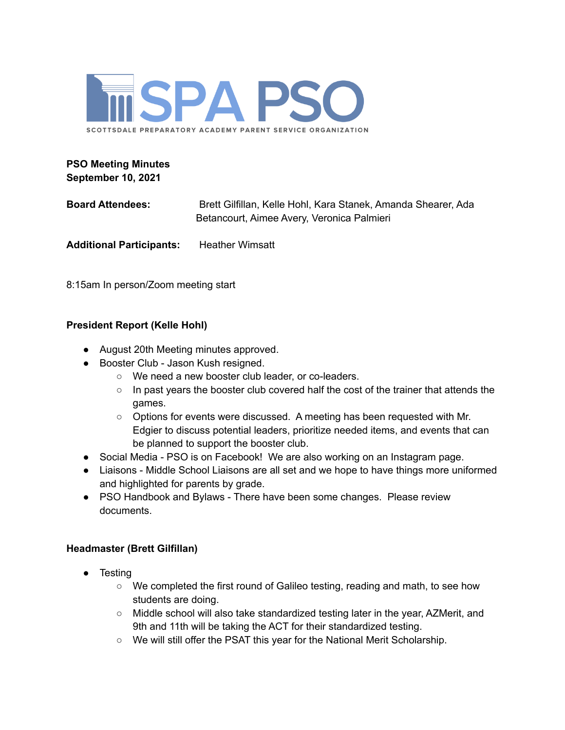SPA PSO

SCOTTSDALE PREPARATORY ACADEMY PARENT SERVICE ORGANIZATION

**PSO Meeting Minutes**
**September 10, 2021**

**Board Attendees:** Brett Gilfillan, Kelle Hohl, Kara Stanek, Amanda Shearer, Ada Betancourt, Aimee Avery, Veronica Palmieri

**Additional Participants:** Heather Wimsatt

8:15am In person/Zoom meeting start

**President Report (Kelle Hohl)**

- August 20th Meeting minutes approved.
- Booster Club - Jason Kush resigned.
    - We need a new booster club leader, or co-leaders.
    - In past years the booster club covered half the cost of the trainer that attends the games.
    - Options for events were discussed. A meeting has been requested with Mr. Edgier to discuss potential leaders, prioritize needed items, and events that can be planned to support the booster club.
- Social Media - PSO is on Facebook! We are also working on an Instagram page.
- Liaisons - Middle School Liaisons are all set and we hope to have things more uniformed and highlighted for parents by grade.
- PSO Handbook and Bylaws - There have been some changes. Please review documents.

**Headmaster (Brett Gilfillan)**

- Testing
    - We completed the first round of Galileo testing, reading and math, to see how students are doing.
    - Middle school will also take standardized testing later in the year, AZMerit, and 9th and 11th will be taking the ACT for their standardized testing.
    - We will still offer the PSAT this year for the National Merit Scholarship.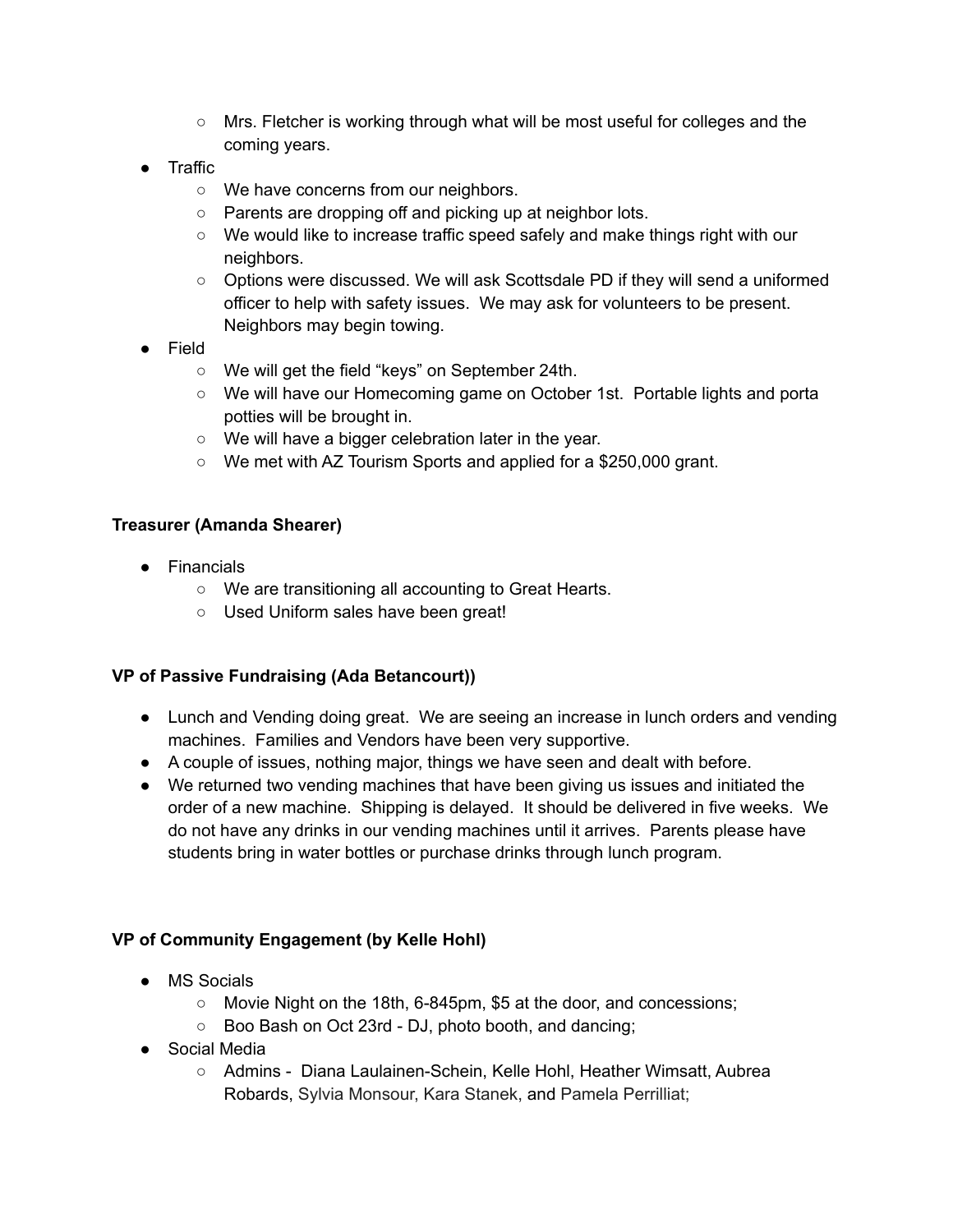- Mrs. Fletcher is working through what will be most useful for colleges and the coming years.
- Traffic
  - We have concerns from our neighbors.
  - Parents are dropping off and picking up at neighbor lots.
  - We would like to increase traffic speed safely and make things right with our neighbors.
  - Options were discussed. We will ask Scottsdale PD if they will send a uniformed officer to help with safety issues. We may ask for volunteers to be present. Neighbors may begin towing.
- Field
  - We will get the field "keys" on September 24th.
  - We will have our Homecoming game on October 1st. Portable lights and porta potties will be brought in.
  - We will have a bigger celebration later in the year.
  - We met with AZ Tourism Sports and applied for a $250,000 grant.

**Treasurer (Amanda Shearer)**

- Financials
  - We are transitioning all accounting to Great Hearts.
  - Used Uniform sales have been great!

**VP of Passive Fundraising (Ada Betancourt))**

- Lunch and Vending doing great. We are seeing an increase in lunch orders and vending machines. Families and Vendors have been very supportive.
- A couple of issues, nothing major, things we have seen and dealt with before.
- We returned two vending machines that have been giving us issues and initiated the order of a new machine. Shipping is delayed. It should be delivered in five weeks. We do not have any drinks in our vending machines until it arrives. Parents please have students bring in water bottles or purchase drinks through lunch program.

**VP of Community Engagement (by Kelle Hohl)**

- MS Socials
  - Movie Night on the 18th, 6-845pm, $5 at the door, and concessions;
  - Boo Bash on Oct 23rd - DJ, photo booth, and dancing;
- Social Media
  - Admins - Diana Laulainen-Schein, Kelle Hohl, Heather Wimsatt, Aubrea Robards, Sylvia Monsour, Kara Stanek, and Pamela Perrilliat;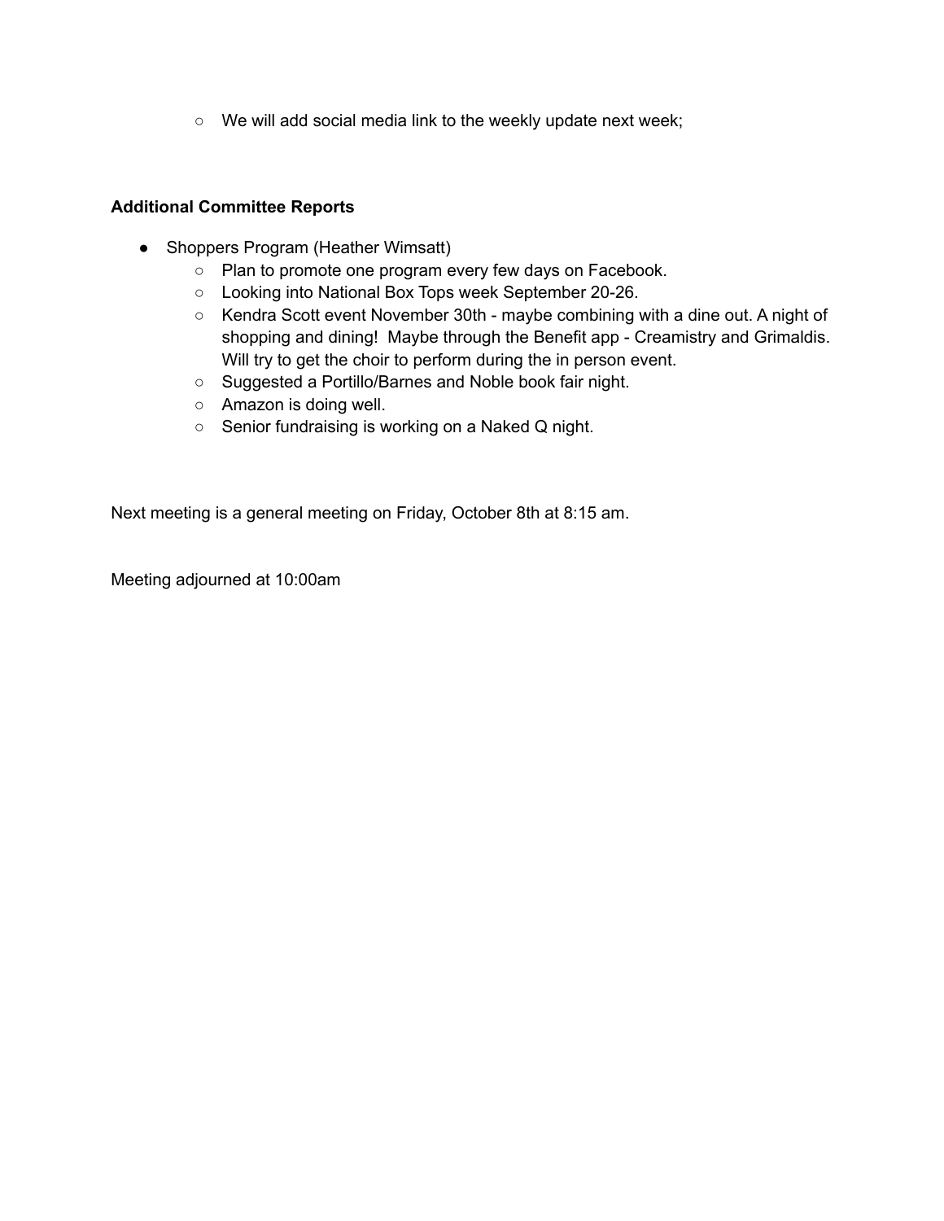- We will add social media link to the weekly update next week;

**Additional Committee Reports**

- Shoppers Program (Heather Wimsatt)
    - Plan to promote one program every few days on Facebook.
    - Looking into National Box Tops week September 20-26.
    - Kendra Scott event November 30th - maybe combining with a dine out. A night of shopping and dining! Maybe through the Benefit app - Creamistry and Grimaldis. Will try to get the choir to perform during the in person event.
    - Suggested a Portillo/Barnes and Noble book fair night.
    - Amazon is doing well.
    - Senior fundraising is working on a Naked Q night.

Next meeting is a general meeting on Friday, October 8th at 8:15 am.

Meeting adjourned at 10:00am